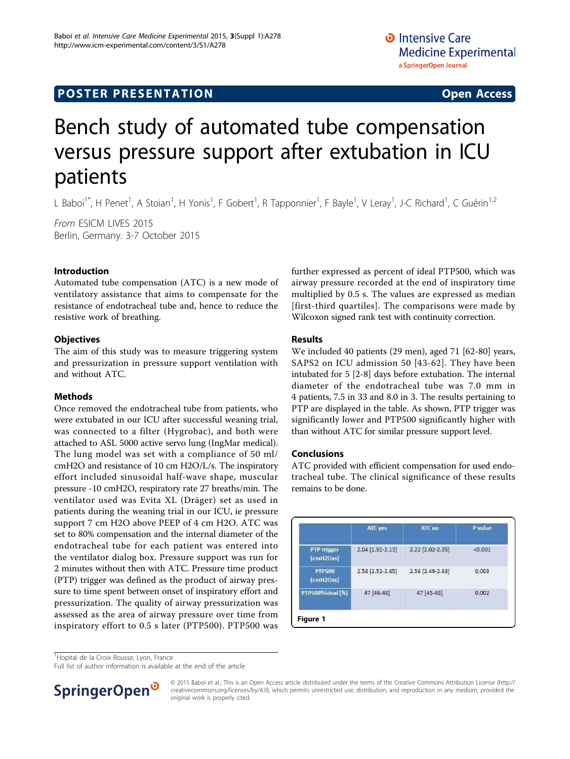POSTER PRESENTATION — Open Access

# Bench study of automated tube compensation versus pressure support after extubation in ICU patients

L Baboi[1*], H Penet[1], A Stoian[1], H Yonis[1], F Gobert[1], R Tapponnier[1], F Bayle[1], V Leray[1], J-C Richard[1], C Guérin[1,2]

*From* ESICM LIVES 2015
Berlin, Germany. 3-7 October 2015

## Introduction

Automated tube compensation (ATC) is a new mode of ventilatory assistance that aims to compensate for the resistance of endotracheal tube and, hence to reduce the resistive work of breathing.

## Objectives

The aim of this study was to measure triggering system and pressurization in pressure support ventilation with and without ATC.

## Methods

Once removed the endotracheal tube from patients, who were extubated in our ICU after successful weaning trial, was connected to a filter (Hygrobac), and both were attached to ASL 5000 active servo lung (IngMar medical). The lung model was set with a compliance of 50 ml/cmH2O and resistance of 10 cm H2O/L/s. The inspiratory effort included sinusoidal half-wave shape, muscular pressure -10 cmH2O, respiratory rate 27 breaths/min. The ventilator used was Evita XL (Dräger) set as used in patients during the weaning trial in our ICU, ie pressure support 7 cm H2O above PEEP of 4 cm H2O. ATC was set to 80% compensation and the internal diameter of the endotracheal tube for each patient was entered into the ventilator dialog box. Pressure support was run for 2 minutes without then with ATC. Pressure time product (PTP) trigger was defined as the product of airway pressure to time spent between onset of inspiratory effort and pressurization. The quality of airway pressurization was assessed as the area of airway pressure over time from inspiratory effort to 0.5 s later (PTP500). PTP500 was further expressed as percent of ideal PTP500, which was airway pressure recorded at the end of inspiratory time multiplied by 0.5 s. The values are expressed as median [first-third quartiles]. The comparisons were made by Wilcoxon signed rank test with continuity correction.

## Results

We included 40 patients (29 men), aged 71 [62-80] years, SAPS2 on ICU admission 50 [43-62]. They have been intubated for 5 [2-8] days before extubation. The internal diameter of the endotracheal tube was 7.0 mm in 4 patients, 7.5 in 33 and 8.0 in 3. The results pertaining to PTP are displayed in the table. As shown, PTP trigger was significantly lower and PTP500 significantly higher with than without ATC for similar pressure support level.

## Conclusions

ATC provided with efficient compensation for used endotracheal tube. The clinical significance of these results remains to be done.

| | ATC yes | ATC no | P value |
|---|---|---|---|
| PTP trigger (cmH2Oxs) | 2.04 [1.92-2.13] | 2.22 [2.02-2.35] | <0.001 |
| PTP500 (cmH2Oxs) | 2.58 [2.52-2.65] | 2.56 [2.49-2.63] | 0.003 |
| PTP500%ideal (%) | 47 [46-48] | 47 [45-48] | 0.002 |

Figure 1

[1]Hopital de la Croix Rousse, Lyon, France
Full list of author information is available at the end of the article

© 2015 Baboi et al.; This is an Open Access article distributed under the terms of the Creative Commons Attribution License (http://creativecommons.org/licenses/by/4.0), which permits unrestricted use, distribution, and reproduction in any medium, provided the original work is properly cited.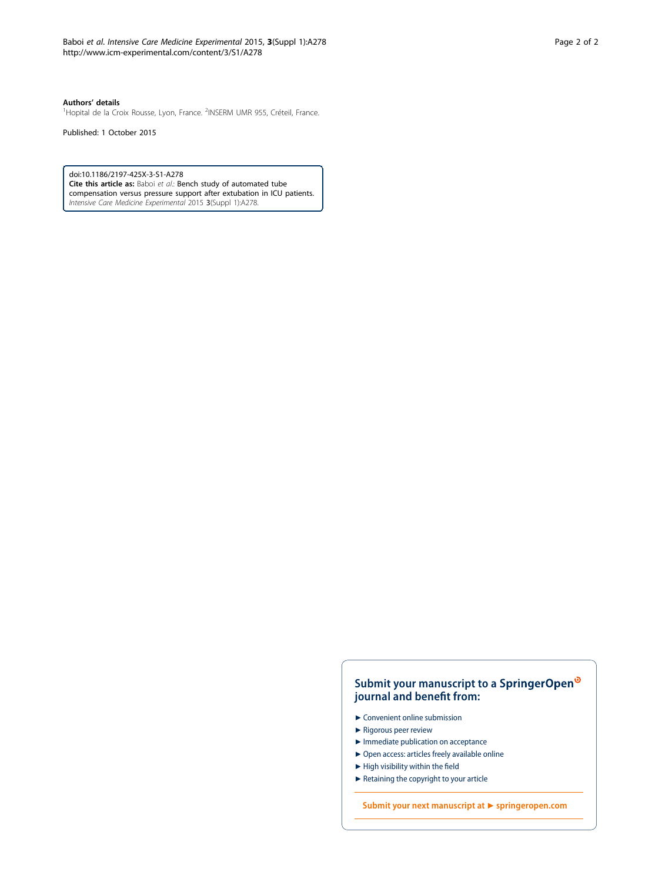**Authors' details**

[1]Hopital de la Croix Rousse, Lyon, France. [2]INSERM UMR 955, Créteil, France.

Published: 1 October 2015

doi:10.1186/2197-425X-3-S1-A278
**Cite this article as:** Baboi *et al.*: Bench study of automated tube compensation versus pressure support after extubation in ICU patients. *Intensive Care Medicine Experimental* 2015 **3**(Suppl 1):A278.

**Submit your manuscript to a SpringerOpen journal and benefit from:**

- ► Convenient online submission
- ► Rigorous peer review
- ► Immediate publication on acceptance
- ► Open access: articles freely available online
- ► High visibility within the field
- ► Retaining the copyright to your article

**Submit your next manuscript at ► springeropen.com**